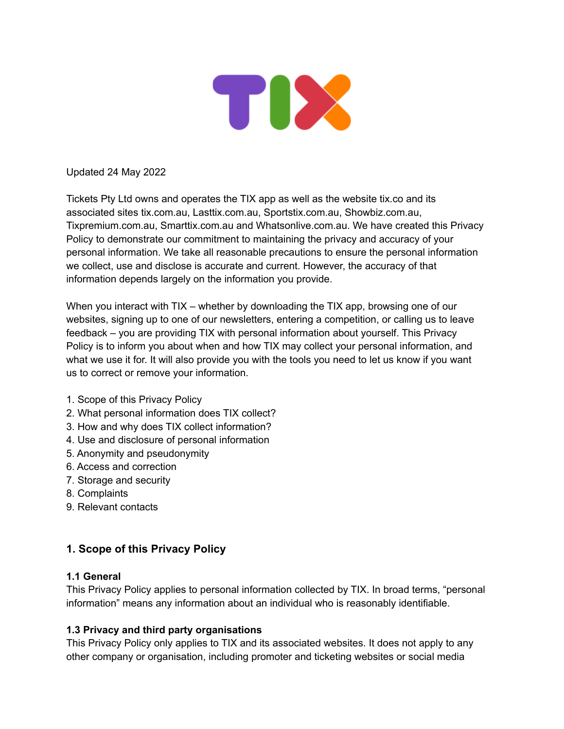Updated 24 May 2022

Tickets Pty Ltd owns and operates the TIX app as well as the website tix.co and its associated sites tix.com.au, Lasttix.com.au, Sportstix.com.au, Showbiz.com.au, Tixpremium.com.au, Smarttix.com.au and Whatsonlive.com.au. We have created this Privacy Policy to demonstrate our commitment to maintaining the privacy and accuracy of your personal information. We take all reasonable precautions to ensure the personal information we collect, use and disclose is accurate and current. However, the accuracy of that information depends largely on the information you provide.

When you interact with TIX – whether by downloading the TIX app, browsing one of our websites, signing up to one of our newsletters, entering a competition, or calling us to leave feedback – you are providing TIX with personal information about yourself. This Privacy Policy is to inform you about when and how TIX may collect your personal information, and what we use it for. It will also provide you with the tools you need to let us know if you want us to correct or remove your information.

1. Scope of this Privacy Policy
2. What personal information does TIX collect?
3. How and why does TIX collect information?
4. Use and disclosure of personal information
5. Anonymity and pseudonymity
6. Access and correction
7. Storage and security
8. Complaints
9. Relevant contacts

## 1. Scope of this Privacy Policy

### 1.1 General

This Privacy Policy applies to personal information collected by TIX. In broad terms, "personal information" means any information about an individual who is reasonably identifiable.

### 1.3 Privacy and third party organisations

This Privacy Policy only applies to TIX and its associated websites. It does not apply to any other company or organisation, including promoter and ticketing websites or social media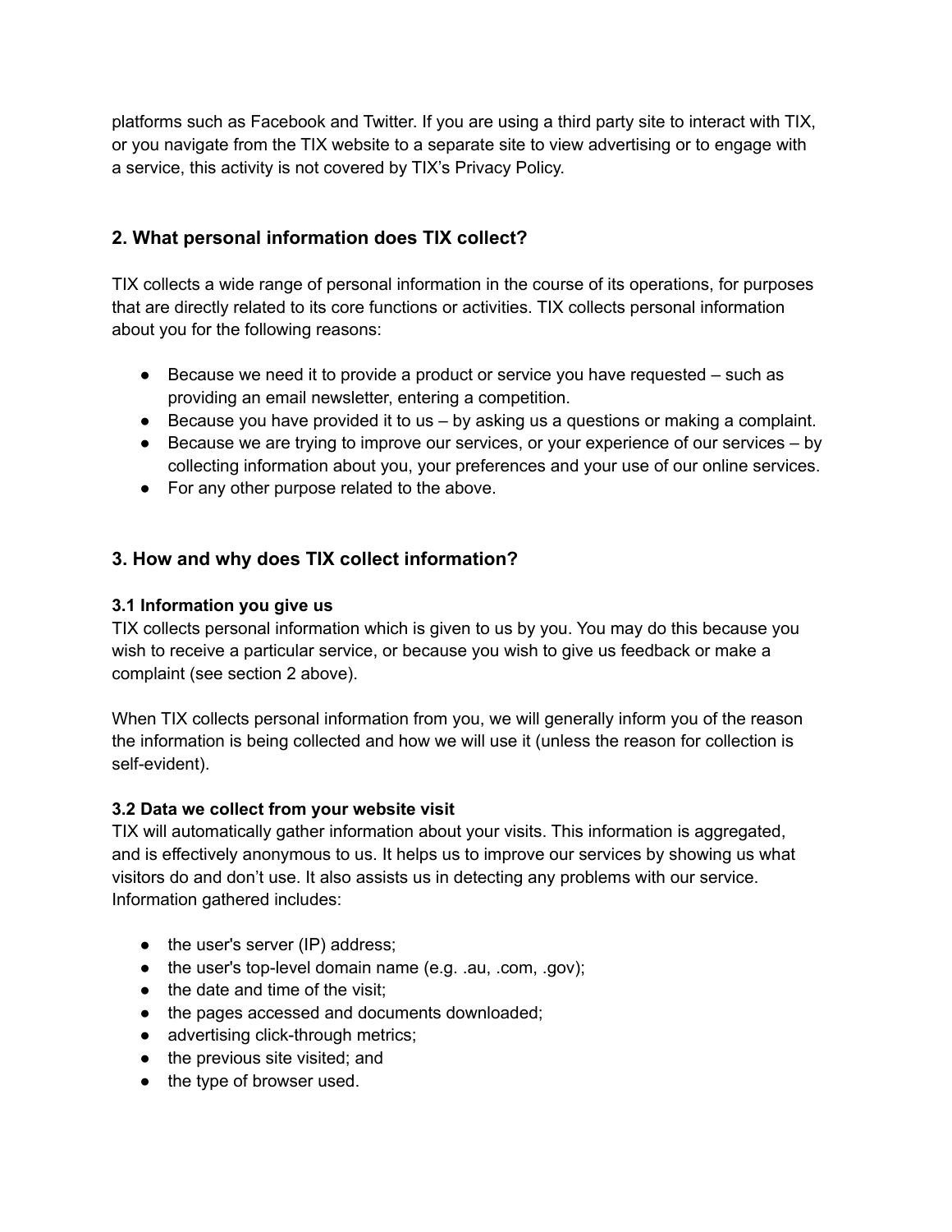platforms such as Facebook and Twitter. If you are using a third party site to interact with TIX, or you navigate from the TIX website to a separate site to view advertising or to engage with a service, this activity is not covered by TIX's Privacy Policy.

## 2. What personal information does TIX collect?

TIX collects a wide range of personal information in the course of its operations, for purposes that are directly related to its core functions or activities. TIX collects personal information about you for the following reasons:

- Because we need it to provide a product or service you have requested – such as providing an email newsletter, entering a competition.
- Because you have provided it to us – by asking us a questions or making a complaint.
- Because we are trying to improve our services, or your experience of our services – by collecting information about you, your preferences and your use of our online services.
- For any other purpose related to the above.

## 3. How and why does TIX collect information?

**3.1 Information you give us**

TIX collects personal information which is given to us by you. You may do this because you wish to receive a particular service, or because you wish to give us feedback or make a complaint (see section 2 above).

When TIX collects personal information from you, we will generally inform you of the reason the information is being collected and how we will use it (unless the reason for collection is self-evident).

**3.2 Data we collect from your website visit**

TIX will automatically gather information about your visits. This information is aggregated, and is effectively anonymous to us. It helps us to improve our services by showing us what visitors do and don't use. It also assists us in detecting any problems with our service. Information gathered includes:

- the user's server (IP) address;
- the user's top-level domain name (e.g. .au, .com, .gov);
- the date and time of the visit;
- the pages accessed and documents downloaded;
- advertising click-through metrics;
- the previous site visited; and
- the type of browser used.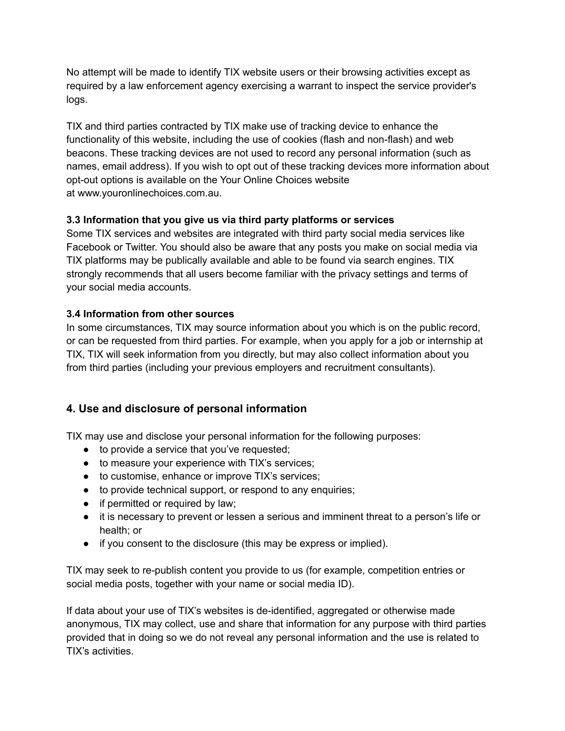No attempt will be made to identify TIX website users or their browsing activities except as required by a law enforcement agency exercising a warrant to inspect the service provider's logs.

TIX and third parties contracted by TIX make use of tracking device to enhance the functionality of this website, including the use of cookies (flash and non-flash) and web beacons. These tracking devices are not used to record any personal information (such as names, email address). If you wish to opt out of these tracking devices more information about opt-out options is available on the Your Online Choices website at www.youronlinechoices.com.au.

**3.3 Information that you give us via third party platforms or services**
Some TIX services and websites are integrated with third party social media services like Facebook or Twitter. You should also be aware that any posts you make on social media via TIX platforms may be publically available and able to be found via search engines. TIX strongly recommends that all users become familiar with the privacy settings and terms of your social media accounts.

**3.4 Information from other sources**
In some circumstances, TIX may source information about you which is on the public record, or can be requested from third parties. For example, when you apply for a job or internship at TIX, TIX will seek information from you directly, but may also collect information about you from third parties (including your previous employers and recruitment consultants).

## 4. Use and disclosure of personal information

TIX may use and disclose your personal information for the following purposes:

- to provide a service that you've requested;
- to measure your experience with TIX's services;
- to customise, enhance or improve TIX's services;
- to provide technical support, or respond to any enquiries;
- if permitted or required by law;
- it is necessary to prevent or lessen a serious and imminent threat to a person's life or health; or
- if you consent to the disclosure (this may be express or implied).

TIX may seek to re-publish content you provide to us (for example, competition entries or social media posts, together with your name or social media ID).

If data about your use of TIX's websites is de-identified, aggregated or otherwise made anonymous, TIX may collect, use and share that information for any purpose with third parties provided that in doing so we do not reveal any personal information and the use is related to TIX's activities.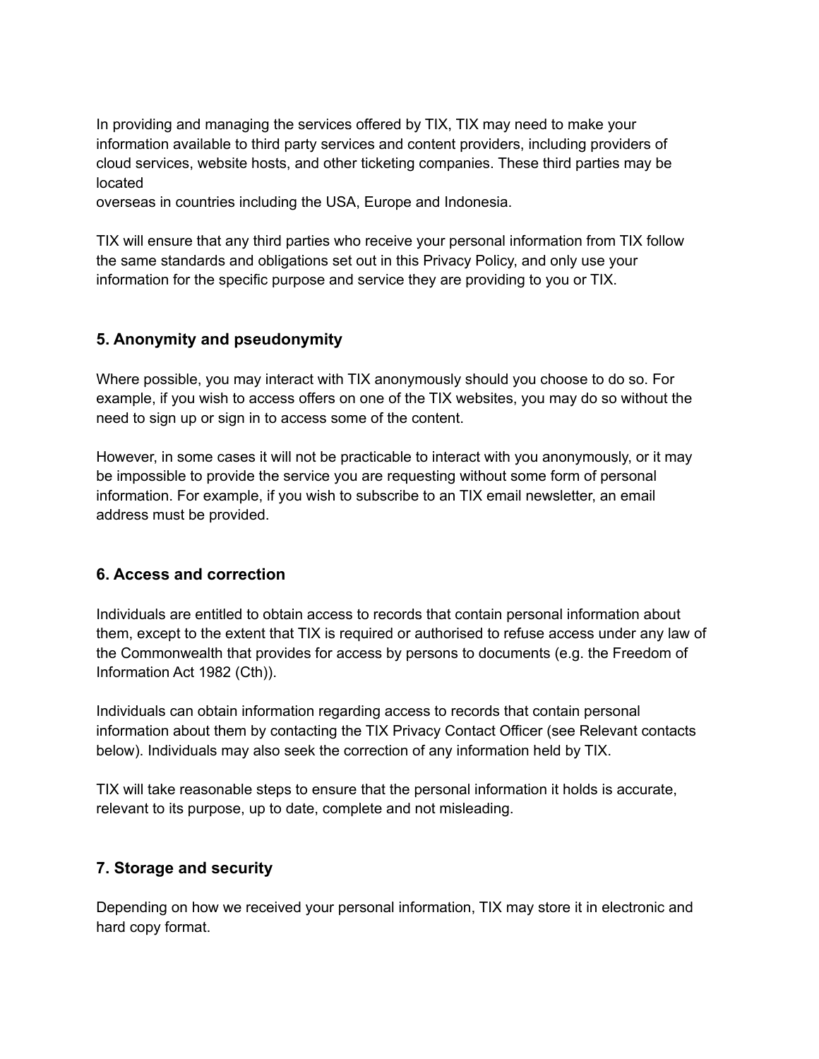In providing and managing the services offered by TIX, TIX may need to make your information available to third party services and content providers, including providers of cloud services, website hosts, and other ticketing companies. These third parties may be located overseas in countries including the USA, Europe and Indonesia.

TIX will ensure that any third parties who receive your personal information from TIX follow the same standards and obligations set out in this Privacy Policy, and only use your information for the specific purpose and service they are providing to you or TIX.

## 5. Anonymity and pseudonymity

Where possible, you may interact with TIX anonymously should you choose to do so. For example, if you wish to access offers on one of the TIX websites, you may do so without the need to sign up or sign in to access some of the content.

However, in some cases it will not be practicable to interact with you anonymously, or it may be impossible to provide the service you are requesting without some form of personal information. For example, if you wish to subscribe to an TIX email newsletter, an email address must be provided.

## 6. Access and correction

Individuals are entitled to obtain access to records that contain personal information about them, except to the extent that TIX is required or authorised to refuse access under any law of the Commonwealth that provides for access by persons to documents (e.g. the Freedom of Information Act 1982 (Cth)).

Individuals can obtain information regarding access to records that contain personal information about them by contacting the TIX Privacy Contact Officer (see Relevant contacts below). Individuals may also seek the correction of any information held by TIX.

TIX will take reasonable steps to ensure that the personal information it holds is accurate, relevant to its purpose, up to date, complete and not misleading.

## 7. Storage and security

Depending on how we received your personal information, TIX may store it in electronic and hard copy format.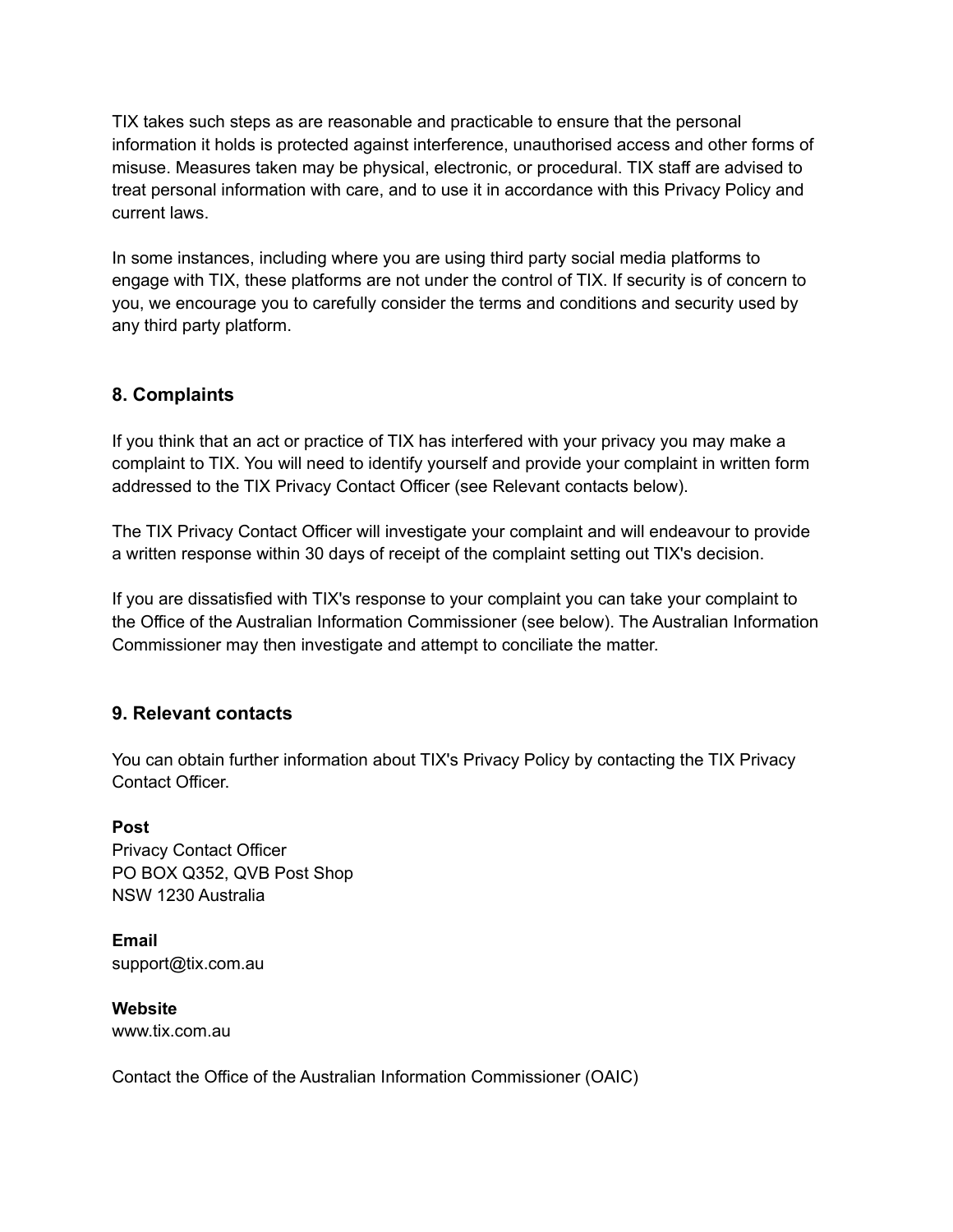TIX takes such steps as are reasonable and practicable to ensure that the personal information it holds is protected against interference, unauthorised access and other forms of misuse. Measures taken may be physical, electronic, or procedural. TIX staff are advised to treat personal information with care, and to use it in accordance with this Privacy Policy and current laws.

In some instances, including where you are using third party social media platforms to engage with TIX, these platforms are not under the control of TIX. If security is of concern to you, we encourage you to carefully consider the terms and conditions and security used by any third party platform.

## 8. Complaints

If you think that an act or practice of TIX has interfered with your privacy you may make a complaint to TIX. You will need to identify yourself and provide your complaint in written form addressed to the TIX Privacy Contact Officer (see Relevant contacts below).

The TIX Privacy Contact Officer will investigate your complaint and will endeavour to provide a written response within 30 days of receipt of the complaint setting out TIX's decision.

If you are dissatisfied with TIX's response to your complaint you can take your complaint to the Office of the Australian Information Commissioner (see below). The Australian Information Commissioner may then investigate and attempt to conciliate the matter.

## 9. Relevant contacts

You can obtain further information about TIX's Privacy Policy by contacting the TIX Privacy Contact Officer.

**Post**
Privacy Contact Officer
PO BOX Q352, QVB Post Shop
NSW 1230 Australia

**Email**
support@tix.com.au

**Website**
www.tix.com.au

Contact the Office of the Australian Information Commissioner (OAIC)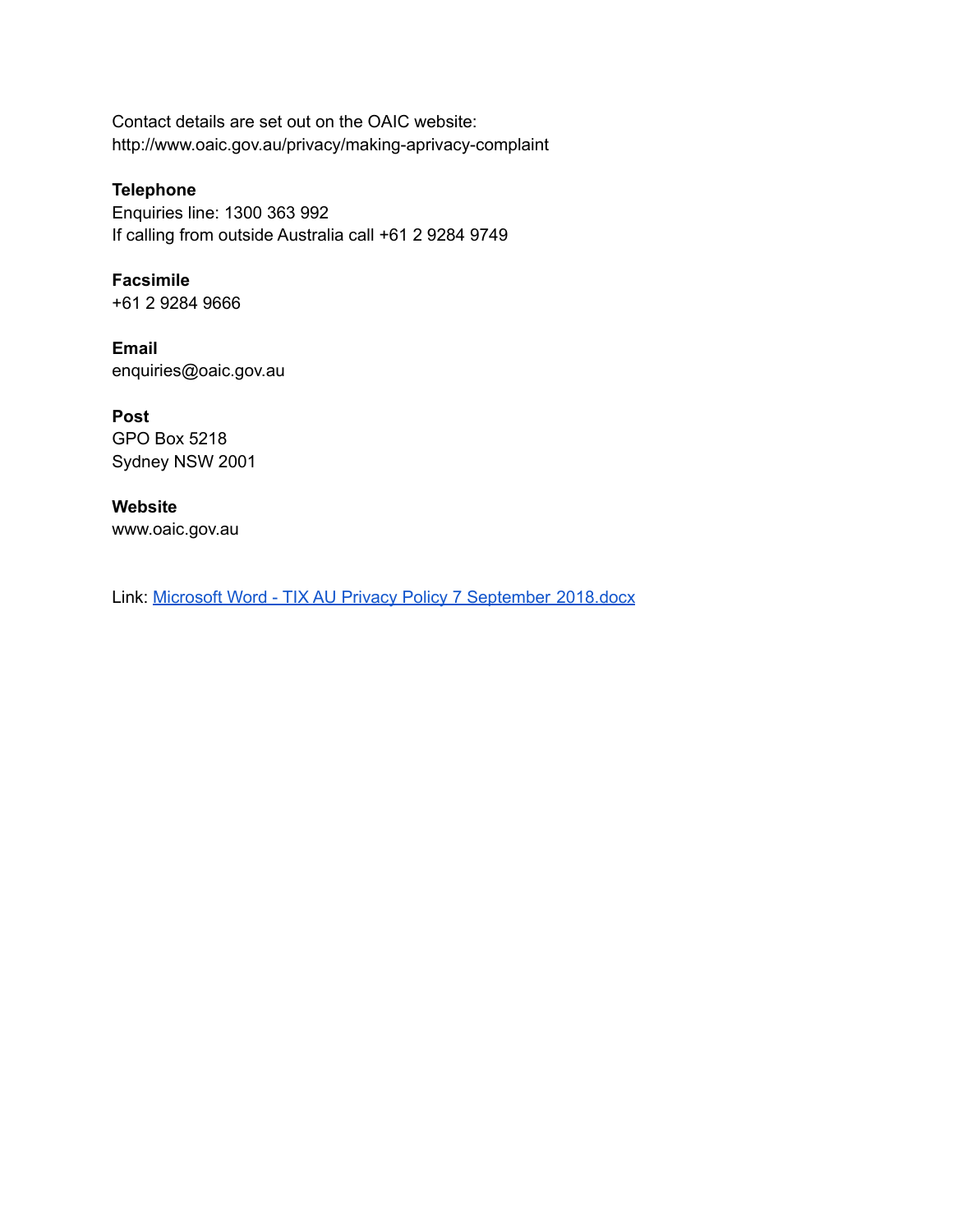Contact details are set out on the OAIC website:
http://www.oaic.gov.au/privacy/making-aprivacy-complaint

**Telephone**
Enquiries line: 1300 363 992
If calling from outside Australia call +61 2 9284 9749

**Facsimile**
+61 2 9284 9666

**Email**
enquiries@oaic.gov.au

**Post**
GPO Box 5218
Sydney NSW 2001

**Website**
www.oaic.gov.au

Link: Microsoft Word - TIX AU Privacy Policy 7 September 2018.docx